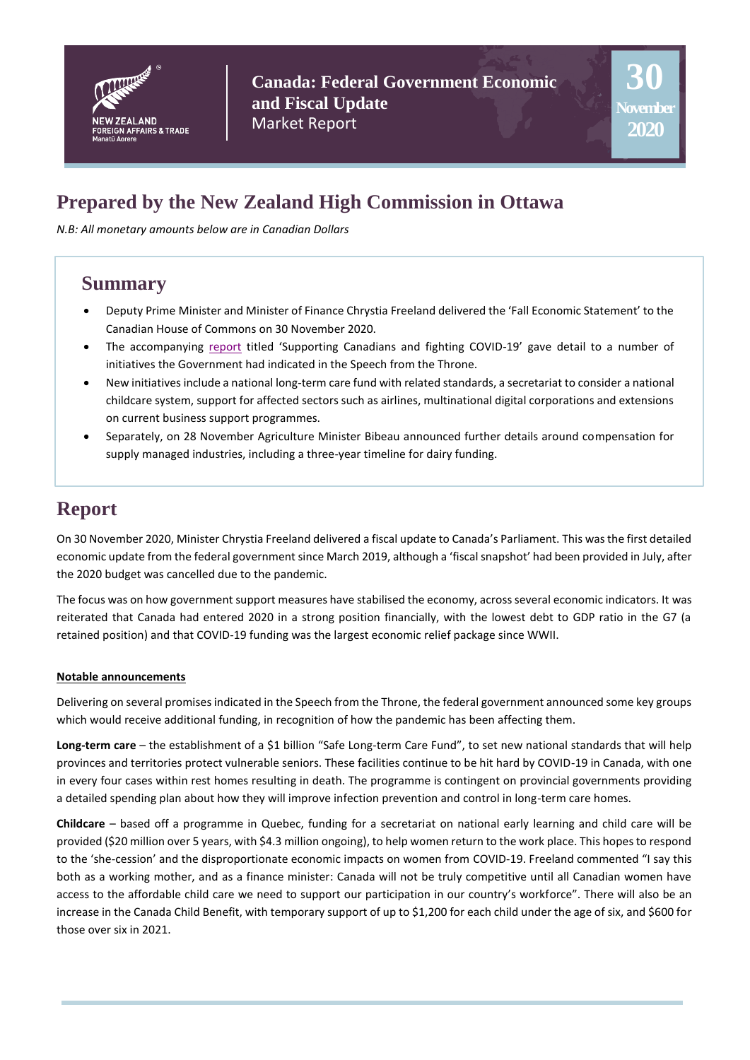# Canada: Federal Government Economic and Fiscal Update

Market Report

30 November 2020

## Prepared by the New Zealand High Commission in Ottawa

*N.B: All monetary amounts below are in Canadian Dollars*

## Summary

- Deputy Prime Minister and Minister of Finance Chrystia Freeland delivered the 'Fall Economic Statement' to the Canadian House of Commons on 30 November 2020.
- The accompanying report titled 'Supporting Canadians and fighting COVID-19' gave detail to a number of initiatives the Government had indicated in the Speech from the Throne.
- New initiatives include a national long-term care fund with related standards, a secretariat to consider a national childcare system, support for affected sectors such as airlines, multinational digital corporations and extensions on current business support programmes.
- Separately, on 28 November Agriculture Minister Bibeau announced further details around compensation for supply managed industries, including a three-year timeline for dairy funding.

## Report

On 30 November 2020, Minister Chrystia Freeland delivered a fiscal update to Canada's Parliament. This was the first detailed economic update from the federal government since March 2019, although a 'fiscal snapshot' had been provided in July, after the 2020 budget was cancelled due to the pandemic.

The focus was on how government support measures have stabilised the economy, across several economic indicators. It was reiterated that Canada had entered 2020 in a strong position financially, with the lowest debt to GDP ratio in the G7 (a retained position) and that COVID-19 funding was the largest economic relief package since WWII.

### Notable announcements

Delivering on several promises indicated in the Speech from the Throne, the federal government announced some key groups which would receive additional funding, in recognition of how the pandemic has been affecting them.

**Long-term care** – the establishment of a $1 billion "Safe Long-term Care Fund", to set new national standards that will help provinces and territories protect vulnerable seniors. These facilities continue to be hit hard by COVID-19 in Canada, with one in every four cases within rest homes resulting in death. The programme is contingent on provincial governments providing a detailed spending plan about how they will improve infection prevention and control in long-term care homes.

**Childcare** – based off a programme in Quebec, funding for a secretariat on national early learning and child care will be provided ($20 million over 5 years, with $4.3 million ongoing), to help women return to the work place. This hopes to respond to the 'she-cession' and the disproportionate economic impacts on women from COVID-19. Freeland commented "I say this both as a working mother, and as a finance minister: Canada will not be truly competitive until all Canadian women have access to the affordable child care we need to support our participation in our country's workforce". There will also be an increase in the Canada Child Benefit, with temporary support of up to $1,200 for each child under the age of six, and $600 for those over six in 2021.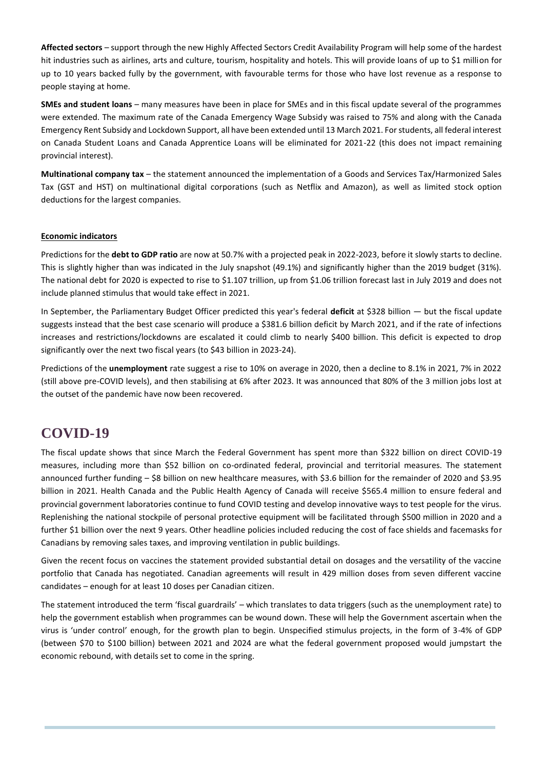**Affected sectors** – support through the new Highly Affected Sectors Credit Availability Program will help some of the hardest hit industries such as airlines, arts and culture, tourism, hospitality and hotels. This will provide loans of up to $1 million for up to 10 years backed fully by the government, with favourable terms for those who have lost revenue as a response to people staying at home.

**SMEs and student loans** – many measures have been in place for SMEs and in this fiscal update several of the programmes were extended. The maximum rate of the Canada Emergency Wage Subsidy was raised to 75% and along with the Canada Emergency Rent Subsidy and Lockdown Support, all have been extended until 13 March 2021. For students, all federal interest on Canada Student Loans and Canada Apprentice Loans will be eliminated for 2021-22 (this does not impact remaining provincial interest).

**Multinational company tax** – the statement announced the implementation of a Goods and Services Tax/Harmonized Sales Tax (GST and HST) on multinational digital corporations (such as Netflix and Amazon), as well as limited stock option deductions for the largest companies.

**Economic indicators**

Predictions for the **debt to GDP ratio** are now at 50.7% with a projected peak in 2022-2023, before it slowly starts to decline. This is slightly higher than was indicated in the July snapshot (49.1%) and significantly higher than the 2019 budget (31%). The national debt for 2020 is expected to rise to $1.107 trillion, up from $1.06 trillion forecast last in July 2019 and does not include planned stimulus that would take effect in 2021.

In September, the Parliamentary Budget Officer predicted this year's federal **deficit** at $328 billion — but the fiscal update suggests instead that the best case scenario will produce a $381.6 billion deficit by March 2021, and if the rate of infections increases and restrictions/lockdowns are escalated it could climb to nearly $400 billion. This deficit is expected to drop significantly over the next two fiscal years (to $43 billion in 2023-24).

Predictions of the **unemployment** rate suggest a rise to 10% on average in 2020, then a decline to 8.1% in 2021, 7% in 2022 (still above pre-COVID levels), and then stabilising at 6% after 2023. It was announced that 80% of the 3 million jobs lost at the outset of the pandemic have now been recovered.

# COVID-19

The fiscal update shows that since March the Federal Government has spent more than $322 billion on direct COVID-19 measures, including more than $52 billion on co-ordinated federal, provincial and territorial measures. The statement announced further funding – $8 billion on new healthcare measures, with $3.6 billion for the remainder of 2020 and $3.95 billion in 2021. Health Canada and the Public Health Agency of Canada will receive $565.4 million to ensure federal and provincial government laboratories continue to fund COVID testing and develop innovative ways to test people for the virus. Replenishing the national stockpile of personal protective equipment will be facilitated through $500 million in 2020 and a further $1 billion over the next 9 years. Other headline policies included reducing the cost of face shields and facemasks for Canadians by removing sales taxes, and improving ventilation in public buildings.

Given the recent focus on vaccines the statement provided substantial detail on dosages and the versatility of the vaccine portfolio that Canada has negotiated. Canadian agreements will result in 429 million doses from seven different vaccine candidates – enough for at least 10 doses per Canadian citizen.

The statement introduced the term 'fiscal guardrails' – which translates to data triggers (such as the unemployment rate) to help the government establish when programmes can be wound down. These will help the Government ascertain when the virus is 'under control' enough, for the growth plan to begin. Unspecified stimulus projects, in the form of 3-4% of GDP (between $70 to $100 billion) between 2021 and 2024 are what the federal government proposed would jumpstart the economic rebound, with details set to come in the spring.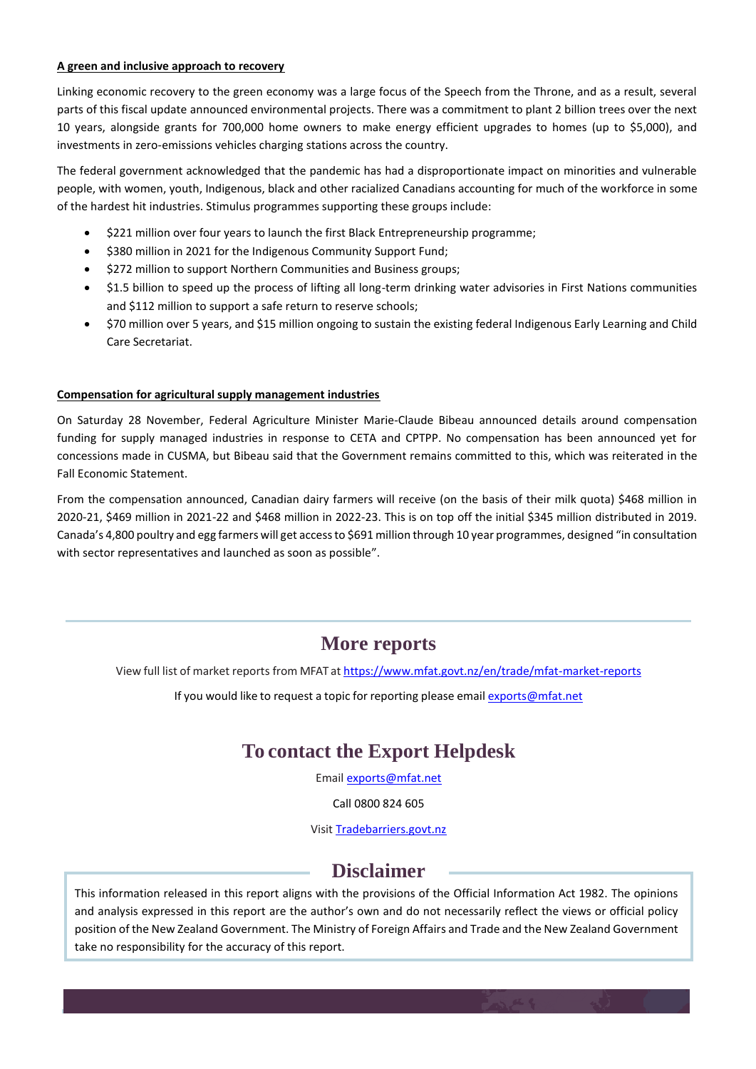**A green and inclusive approach to recovery**

Linking economic recovery to the green economy was a large focus of the Speech from the Throne, and as a result, several parts of this fiscal update announced environmental projects. There was a commitment to plant 2 billion trees over the next 10 years, alongside grants for 700,000 home owners to make energy efficient upgrades to homes (up to $5,000), and investments in zero-emissions vehicles charging stations across the country.

The federal government acknowledged that the pandemic has had a disproportionate impact on minorities and vulnerable people, with women, youth, Indigenous, black and other racialized Canadians accounting for much of the workforce in some of the hardest hit industries. Stimulus programmes supporting these groups include:

- $221 million over four years to launch the first Black Entrepreneurship programme;
- $380 million in 2021 for the Indigenous Community Support Fund;
- $272 million to support Northern Communities and Business groups;
- $1.5 billion to speed up the process of lifting all long-term drinking water advisories in First Nations communities and $112 million to support a safe return to reserve schools;
- $70 million over 5 years, and $15 million ongoing to sustain the existing federal Indigenous Early Learning and Child Care Secretariat.

**Compensation for agricultural supply management industries**

On Saturday 28 November, Federal Agriculture Minister Marie-Claude Bibeau announced details around compensation funding for supply managed industries in response to CETA and CPTPP. No compensation has been announced yet for concessions made in CUSMA, but Bibeau said that the Government remains committed to this, which was reiterated in the Fall Economic Statement.

From the compensation announced, Canadian dairy farmers will receive (on the basis of their milk quota) $468 million in 2020-21, $469 million in 2021-22 and $468 million in 2022-23. This is on top off the initial $345 million distributed in 2019. Canada's 4,800 poultry and egg farmers will get access to $691 million through 10 year programmes, designed "in consultation with sector representatives and launched as soon as possible".

## More reports

View full list of market reports from MFAT at https://www.mfat.govt.nz/en/trade/mfat-market-reports

If you would like to request a topic for reporting please email exports@mfat.net

## To contact the Export Helpdesk

Email exports@mfat.net

Call 0800 824 605

Visit Tradebarriers.govt.nz

## Disclaimer

This information released in this report aligns with the provisions of the Official Information Act 1982. The opinions and analysis expressed in this report are the author's own and do not necessarily reflect the views or official policy position of the New Zealand Government. The Ministry of Foreign Affairs and Trade and the New Zealand Government take no responsibility for the accuracy of this report.